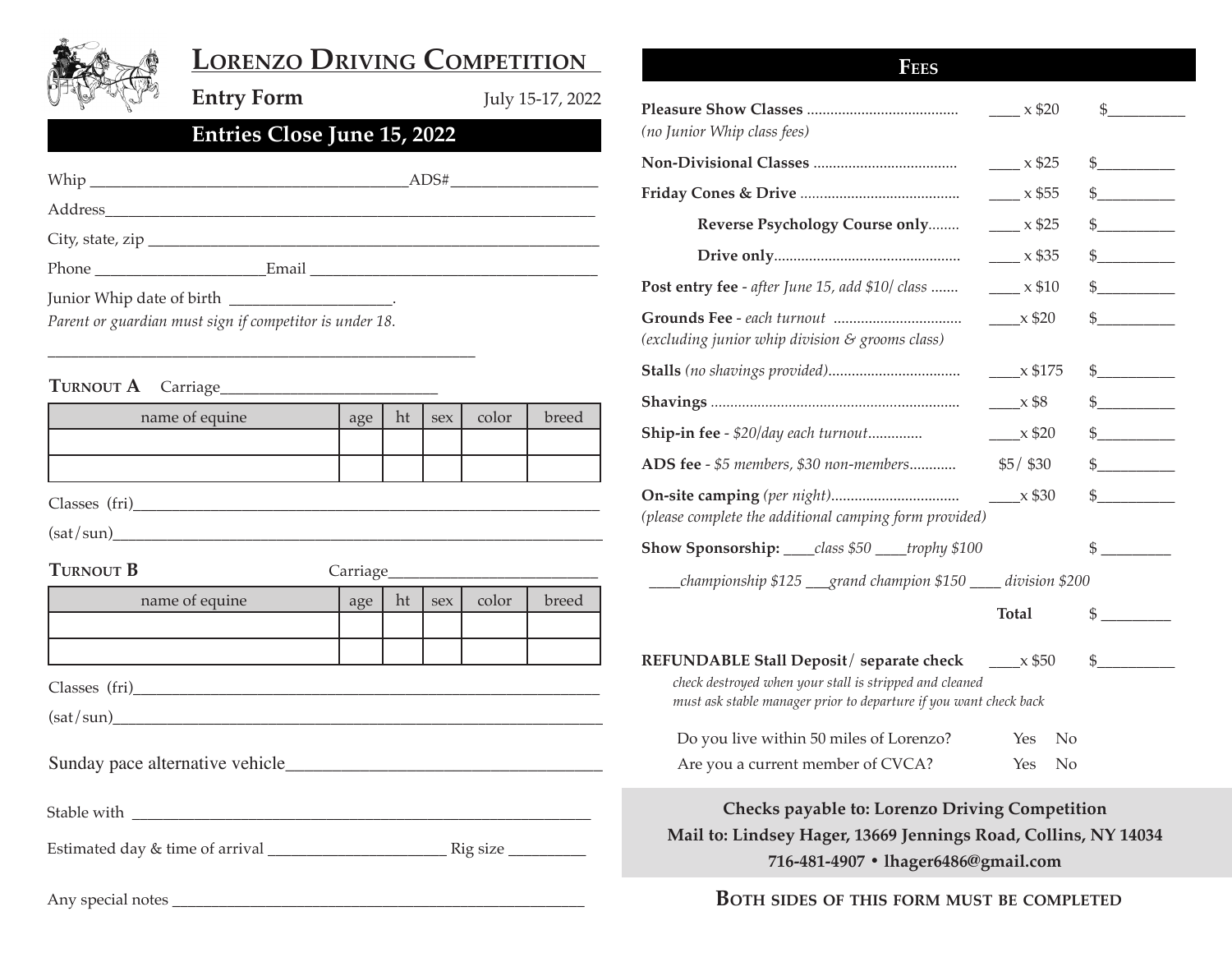# Lorenzo Driving Competition

**Entry Form** July 15-17, 2022

## Entries Close June 15, 2022

Whip ______________________________________ADS#__________________

Address_______________________________________________________________

City, state, zip ________________________________________________________

Phone _____________________Email ___________________________________

Junior Whip date of birth ____________________.

*Parent or guardian must sign if competitor is under 18.*

_____________________________________________________

**Turnout A** Carriage__________________________

| name of equine | age | ht | sex | color | breed |
|---|---|---|---|---|---|
| | | | | | |
| | | | | | |

Classes (fri)___________________________________________________________

(sat/sun)_______________________________________________________________

**Turnout B** Carriage__________________________

| name of equine | age | ht | sex | color | breed |
|---|---|---|---|---|---|
| | | | | | |
| | | | | | |

Classes (fri)___________________________________________________________

(sat/sun)_______________________________________________________________

Sunday pace alternative vehicle___________________________________

Stable with ___________________________________________________________

Estimated day & time of arrival ______________________ Rig size _________

Any special notes ____________________________________________________

## Fees

| | | |
|---|---|---|
| **Pleasure Show Classes** ....................................... *(no Junior Whip class fees)* | ____ x $20 | $__________ |
| **Non-Divisional Classes** .................................... | ____ x $25 | $__________ |
| **Friday Cones & Drive** ........................................ | ____ x $55 | $__________ |
| **Reverse Psychology Course only**........ | ____ x $25 | $__________ |
| **Drive only**............................................... | ____ x $35 | $__________ |
| **Post entry fee** - *after June 15, add $10/ class* ....... | ____ x $10 | $__________ |
| **Grounds Fee** - *each turnout* ................................ *(excluding junior whip division & grooms class)* | ____x $20 | $__________ |
| **Stalls** *(no shavings provided)*................................. | ____x $175 | $__________ |
| **Shavings** ............................................................... | ____x $8 | $__________ |
| **Ship-in fee** - *$20/day each turnout*.............. | ____x $20 | $__________ |
| **ADS fee** - *$5 members, $30 non-members*............ | $5/ $30 | $__________ |
| **On-site camping** *(per night)*................................ *(please complete the additional camping form provided)* | ____x $30 | $__________ |

**Show Sponsorship:** ____*class $50* ____*trophy $100* $ _________

____*championship $125* ___*grand champion $150* ____ *division $200*

**Total** $ _________

**REFUNDABLE Stall Deposit/ separate check** ____x $50 $__________

*check destroyed when your stall is stripped and cleaned*
*must ask stable manager prior to departure if you want check back*

Do you live within 50 miles of Lorenzo? Yes No

Are you a current member of CVCA? Yes No

**Checks payable to: Lorenzo Driving Competition**
**Mail to: Lindsey Hager, 13669 Jennings Road, Collins, NY 14034**
**716-481-4907 • lhager6486@gmail.com**

**Both sides of this form must be completed**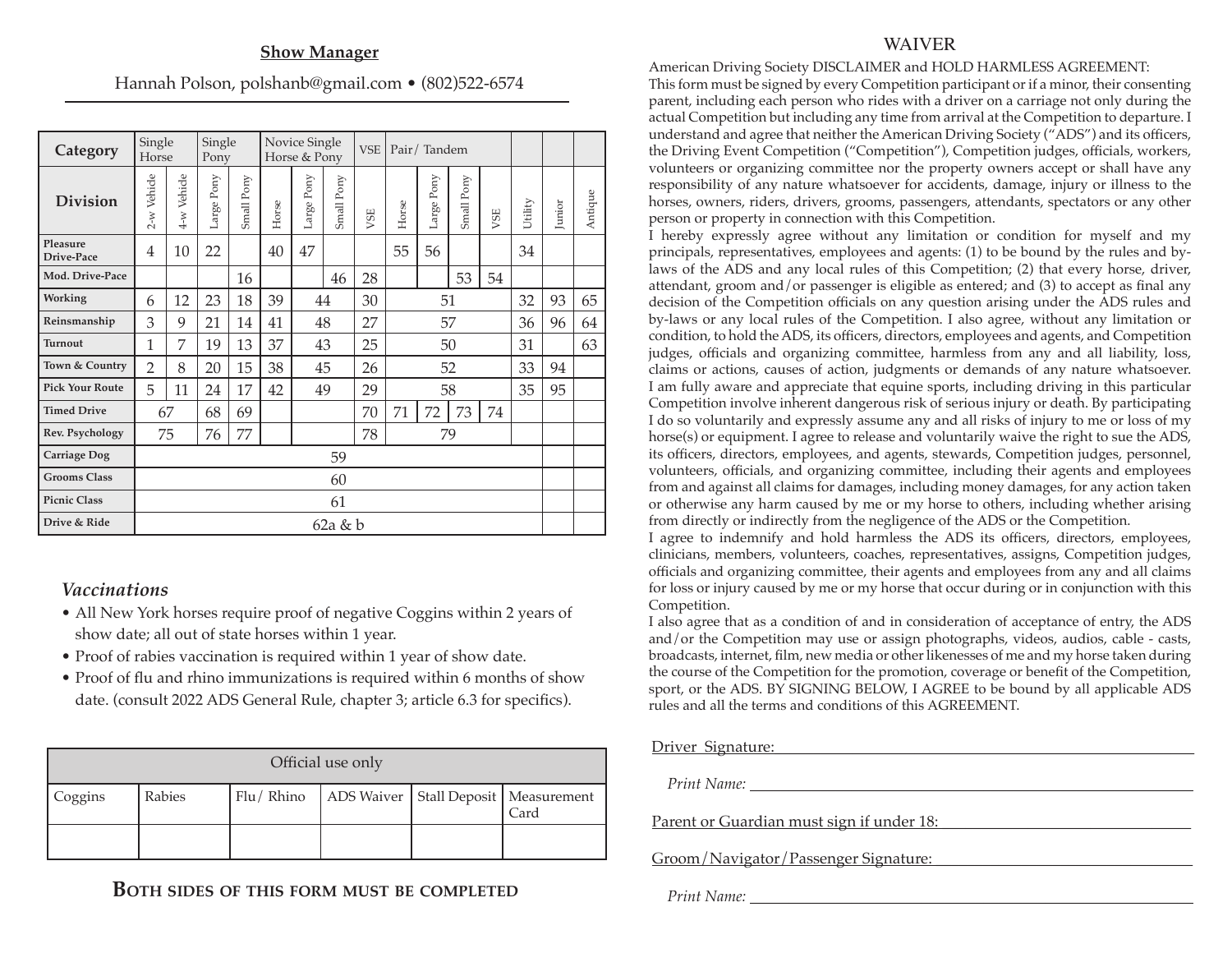## Show Manager

Hannah Polson, polshanb@gmail.com • (802)522-6574

| Category | Single Horse | | Single Pony | | Novice Single Horse & Pony | | | VSE | Pair/ Tandem | | | | | | |
|---|---|---|---|---|---|---|---|---|---|---|---|---|---|---|---|
| **Division** | 2-w Vehicle | 4-w Vehicle | Large Pony | Small Pony | Horse | Large Pony | Small Pony | VSE | Horse | Large Pony | Small Pony | VSE | Utility | Junior | Antique |
| **Pleasure Drive-Pace** | 4 | 10 | 22 | | 40 | 47 | | | 55 | 56 | | | 34 | | |
| **Mod. Drive-Pace** | | | | 16 | | | 46 | 28 | | | 53 | 54 | | | |
| **Working** | 6 | 12 | 23 | 18 | 39 | 44 | | 30 | 51 | | | | 32 | 93 | 65 |
| **Reinsmanship** | 3 | 9 | 21 | 14 | 41 | 48 | | 27 | 57 | | | | 36 | 96 | 64 |
| **Turnout** | 1 | 7 | 19 | 13 | 37 | 43 | | 25 | 50 | | | | 31 | | 63 |
| **Town & Country** | 2 | 8 | 20 | 15 | 38 | 45 | | 26 | 52 | | | | 33 | 94 | |
| **Pick Your Route** | 5 | 11 | 24 | 17 | 42 | 49 | | 29 | 58 | | | | 35 | 95 | |
| **Timed Drive** | 67 | | 68 | 69 | | | | 70 | 71 | 72 | 73 | 74 | | | |
| **Rev. Psychology** | 75 | | 76 | 77 | | | | 78 | 79 | | | | | | |
| **Carriage Dog** | 59 | | | | | | | | | | | | | | |
| **Grooms Class** | 60 | | | | | | | | | | | | | | |
| **Picnic Class** | 61 | | | | | | | | | | | | | | |
| **Drive & Ride** | 62a & b | | | | | | | | | | | | | | |

### *Vaccinations*

- All New York horses require proof of negative Coggins within 2 years of show date; all out of state horses within 1 year.
- Proof of rabies vaccination is required within 1 year of show date.
- Proof of flu and rhino immunizations is required within 6 months of show date. (consult 2022 ADS General Rule, chapter 3; article 6.3 for specifics).

| Official use only | | | | | |
|---|---|---|---|---|---|
| Coggins | Rabies | Flu/ Rhino | ADS Waiver | Stall Deposit | Measurement Card |
| | | | | | |

**BOTH SIDES OF THIS FORM MUST BE COMPLETED**

## WAIVER

American Driving Society DISCLAIMER and HOLD HARMLESS AGREEMENT:

This form must be signed by every Competition participant or if a minor, their consenting parent, including each person who rides with a driver on a carriage not only during the actual Competition but including any time from arrival at the Competition to departure. I understand and agree that neither the American Driving Society ("ADS") and its officers, the Driving Event Competition ("Competition"), Competition judges, officials, workers, volunteers or organizing committee nor the property owners accept or shall have any responsibility of any nature whatsoever for accidents, damage, injury or illness to the horses, owners, riders, drivers, grooms, passengers, attendants, spectators or any other person or property in connection with this Competition.

I hereby expressly agree without any limitation or condition for myself and my principals, representatives, employees and agents: (1) to be bound by the rules and by-laws of the ADS and any local rules of this Competition; (2) that every horse, driver, attendant, groom and/or passenger is eligible as entered; and (3) to accept as final any decision of the Competition officials on any question arising under the ADS rules and by-laws or any local rules of the Competition. I also agree, without any limitation or condition, to hold the ADS, its officers, directors, employees and agents, and Competition judges, officials and organizing committee, harmless from any and all liability, loss, claims or actions, causes of action, judgments or demands of any nature whatsoever. I am fully aware and appreciate that equine sports, including driving in this particular Competition involve inherent dangerous risk of serious injury or death. By participating I do so voluntarily and expressly assume any and all risks of injury to me or loss of my horse(s) or equipment. I agree to release and voluntarily waive the right to sue the ADS, its officers, directors, employees, and agents, stewards, Competition judges, personnel, volunteers, officials, and organizing committee, including their agents and employees from and against all claims for damages, including money damages, for any action taken or otherwise any harm caused by me or my horse to others, including whether arising from directly or indirectly from the negligence of the ADS or the Competition.

I agree to indemnify and hold harmless the ADS its officers, directors, employees, clinicians, members, volunteers, coaches, representatives, assigns, Competition judges, officials and organizing committee, their agents and employees from any and all claims for loss or injury caused by me or my horse that occur during or in conjunction with this Competition.

I also agree that as a condition of and in consideration of acceptance of entry, the ADS and/or the Competition may use or assign photographs, videos, audios, cable - casts, broadcasts, internet, film, new media or other likenesses of me and my horse taken during the course of the Competition for the promotion, coverage or benefit of the Competition, sport, or the ADS. BY SIGNING BELOW, I AGREE to be bound by all applicable ADS rules and all the terms and conditions of this AGREEMENT.

Driver Signature: ______________________________

*Print Name:* ______________________________

Parent or Guardian must sign if under 18: ______________________________

Groom/Navigator/Passenger Signature: ______________________________

*Print Name:* ______________________________